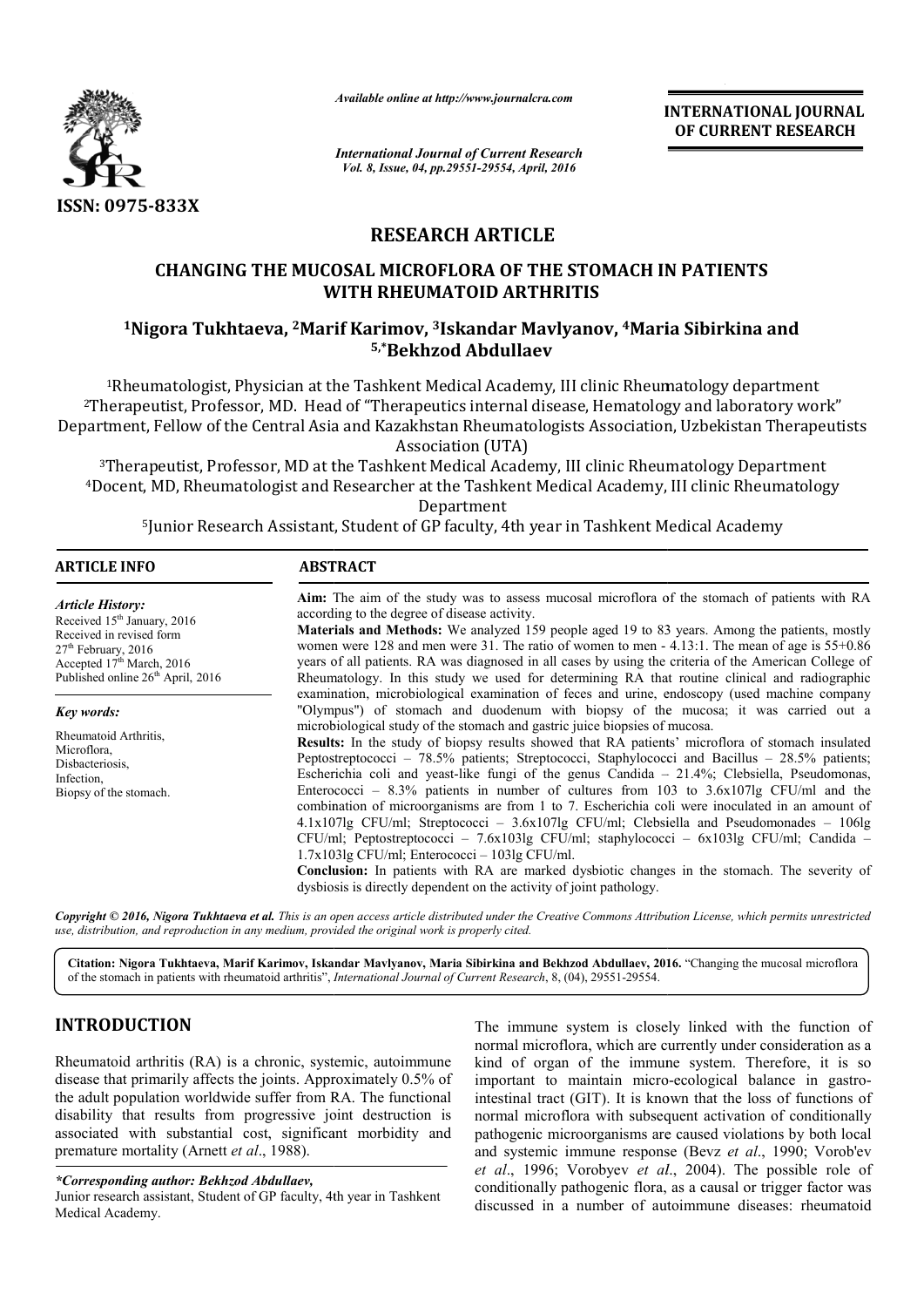ISSN: 0975-833X

*Available online at http://www.journalcra.com*

*International Journal of Current Research*
*Vol. 8, Issue, 04, pp.29551-29554, April, 2016*

**INTERNATIONAL JOURNAL OF CURRENT RESEARCH**

# RESEARCH ARTICLE

## CHANGING THE MUCOSAL MICROFLORA OF THE STOMACH IN PATIENTS WITH RHEUMATOID ARTHRITIS

**[1]Nigora Tukhtaeva, [2]Marif Karimov, [3]Iskandar Mavlyanov, [4]Maria Sibirkina and [5,*]Bekhzod Abdullaev**

[1]Rheumatologist, Physician at the Tashkent Medical Academy, III clinic Rheumatology department
[2]Therapeutist, Professor, MD. Head of "Therapeutics internal disease, Hematology and laboratory work" Department, Fellow of the Central Asia and Kazakhstan Rheumatologists Association, Uzbekistan Therapeutists Association (UTA)
[3]Therapeutist, Professor, MD at the Tashkent Medical Academy, III clinic Rheumatology Department
[4]Docent, MD, Rheumatologist and Researcher at the Tashkent Medical Academy, III clinic Rheumatology Department
[5]Junior Research Assistant, Student of GP faculty, 4th year in Tashkent Medical Academy

### ARTICLE INFO

*Article History:*
Received 15[th] January, 2016
Received in revised form
27[th] February, 2016
Accepted 17[th] March, 2016
Published online 26[th] April, 2016

*Key words:*
Rheumatoid Arthritis,
Microflora,
Disbacteriosis,
Infection,
Biopsy of the stomach.

### ABSTRACT

**Aim:** The aim of the study was to assess mucosal microflora of the stomach of patients with RA according to the degree of disease activity.

**Materials and Methods:** We analyzed 159 people aged 19 to 83 years. Among the patients, mostly women were 128 and men were 31. The ratio of women to men - 4.13:1. The mean of age is 55+0.86 years of all patients. RA was diagnosed in all cases by using the criteria of the American College of Rheumatology. In this study we used for determining RA that routine clinical and radiographic examination, microbiological examination of feces and urine, endoscopy (used machine company "Olympus") of stomach and duodenum with biopsy of the mucosa; it was carried out a microbiological study of the stomach and gastric juice biopsies of mucosa.

**Results:** In the study of biopsy results showed that RA patients' microflora of stomach insulated Peptostreptococci – 78.5% patients; Streptococci, Staphylococci and Bacillus – 28.5% patients; Escherichia coli and yeast-like fungi of the genus Candida – 21.4%; Clebsiella, Pseudomonas, Enterococci – 8.3% patients in number of cultures from 103 to 3.6x107lg CFU/ml and the combination of microorganisms are from 1 to 7. Escherichia coli were inoculated in an amount of 4.1x107lg CFU/ml; Streptococci – 3.6x107lg CFU/ml; Clebsiella and Pseudomonades – 106lg CFU/ml; Peptostreptococci – 7.6x103lg CFU/ml; staphylococci – 6x103lg CFU/ml; Candida – 1.7x103lg CFU/ml; Enterococci – 103lg CFU/ml.

**Conclusion:** In patients with RA are marked dysbiotic changes in the stomach. The severity of dysbiosis is directly dependent on the activity of joint pathology.

***Copyright © 2016, Nigora Tukhtaeva et al.*** *This is an open access article distributed under the Creative Commons Attribution License, which permits unrestricted use, distribution, and reproduction in any medium, provided the original work is properly cited.*

**Citation: Nigora Tukhtaeva, Marif Karimov, Iskandar Mavlyanov, Maria Sibirkina and Bekhzod Abdullaev, 2016.** "Changing the mucosal microflora of the stomach in patients with rheumatoid arthritis", *International Journal of Current Research*, 8, (04), 29551-29554.

## INTRODUCTION

Rheumatoid arthritis (RA) is a chronic, systemic, autoimmune disease that primarily affects the joints. Approximately 0.5% of the adult population worldwide suffer from RA. The functional disability that results from progressive joint destruction is associated with substantial cost, significant morbidity and premature mortality (Arnett *et al*., 1988).

The immune system is closely linked with the function of normal microflora, which are currently under consideration as a kind of organ of the immune system. Therefore, it is so important to maintain micro-ecological balance in gastro-intestinal tract (GIT). It is known that the loss of functions of normal microflora with subsequent activation of conditionally pathogenic microorganisms are caused violations by both local and systemic immune response (Bevz *et al*., 1990; Vorob'ev *et al*., 1996; Vorobyev *et al*., 2004). The possible role of conditionally pathogenic flora, as a causal or trigger factor was discussed in a number of autoimmune diseases: rheumatoid

*\*Corresponding author: Bekhzod Abdullaev,*
Junior research assistant, Student of GP faculty, 4th year in Tashkent Medical Academy.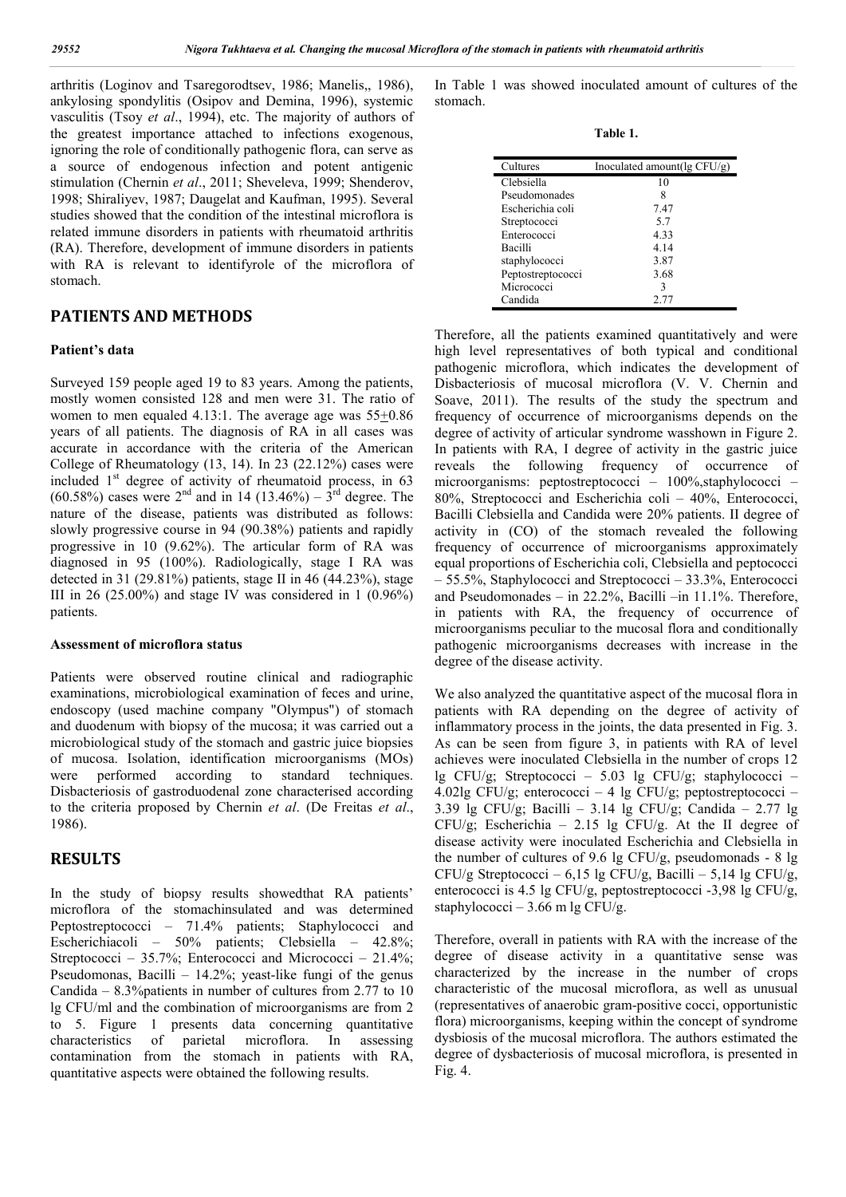arthritis (Loginov and Tsaregorodtsev, 1986; Manelis,, 1986), ankylosing spondylitis (Osipov and Demina, 1996), systemic vasculitis (Tsoy *et al*., 1994), etc. The majority of authors of the greatest importance attached to infections exogenous, ignoring the role of conditionally pathogenic flora, can serve as a source of endogenous infection and potent antigenic stimulation (Chernin *et al*., 2011; Sheveleva, 1999; Shenderov, 1998; Shiraliyev, 1987; Daugelat and Kaufman, 1995). Several studies showed that the condition of the intestinal microflora is related immune disorders in patients with rheumatoid arthritis (RA). Therefore, development of immune disorders in patients with RA is relevant to identifyrole of the microflora of stomach.

## PATIENTS AND METHODS

### Patient's data

Surveyed 159 people aged 19 to 83 years. Among the patients, mostly women consisted 128 and men were 31. The ratio of women to men equaled 4.13:1. The average age was $55 \pm 0.86$ years of all patients. The diagnosis of RA in all cases was accurate in accordance with the criteria of the American College of Rheumatology (13, 14). In 23 (22.12%) cases were included 1st degree of activity of rheumatoid process, in 63 (60.58%) cases were 2nd and in 14 (13.46%) – 3rd degree. The nature of the disease, patients was distributed as follows: slowly progressive course in 94 (90.38%) patients and rapidly progressive in 10 (9.62%). The articular form of RA was diagnosed in 95 (100%). Radiologically, stage I RA was detected in 31 (29.81%) patients, stage II in 46 (44.23%), stage III in 26 (25.00%) and stage IV was considered in 1 (0.96%) patients.

### Assessment of microflora status

Patients were observed routine clinical and radiographic examinations, microbiological examination of feces and urine, endoscopy (used machine company "Olympus") of stomach and duodenum with biopsy of the mucosa; it was carried out a microbiological study of the stomach and gastric juice biopsies of mucosa. Isolation, identification microorganisms (MOs) were performed according to standard techniques. Disbacteriosis of gastroduodenal zone characterised according to the criteria proposed by Chernin *et al*. (De Freitas *et al*., 1986).

## RESULTS

In the study of biopsy results showedthat RA patients' microflora of the stomachinsulated and was determined Peptostreptococci – 71.4% patients; Staphylococci and Escherichiacoli – 50% patients; Clebsiella – 42.8%; Streptococci – 35.7%; Enterococci and Micrococci – 21.4%; Pseudomonas, Bacilli – 14.2%; yeast-like fungi of the genus Candida – 8.3%patients in number of cultures from 2.77 to 10 lg CFU/ml and the combination of microorganisms are from 2 to 5. Figure 1 presents data concerning quantitative characteristics of parietal microflora. In assessing contamination from the stomach in patients with RA, quantitative aspects were obtained the following results.

In Table 1 was showed inoculated amount of cultures of the stomach.

**Table 1.**

| Cultures | Inoculated amount(lg CFU/g) |
|---|---|
| Clebsiella | 10 |
| Pseudomonades | 8 |
| Escherichia coli | 7.47 |
| Streptococci | 5.7 |
| Enterococci | 4.33 |
| Bacilli | 4.14 |
| staphylococci | 3.87 |
| Peptostreptococci | 3.68 |
| Micrococci | 3 |
| Candida | 2.77 |

Therefore, all the patients examined quantitatively and were high level representatives of both typical and conditional pathogenic microflora, which indicates the development of Disbacteriosis of mucosal microflora (V. V. Chernin and Soave, 2011). The results of the study the spectrum and frequency of occurrence of microorganisms depends on the degree of activity of articular syndrome wasshown in Figure 2. In patients with RA, I degree of activity in the gastric juice reveals the following frequency of occurrence of microorganisms: peptostreptococci – 100%,staphylococci – 80%, Streptococci and Escherichia coli – 40%, Enterococci, Bacilli Clebsiella and Candida were 20% patients. II degree of activity in (CO) of the stomach revealed the following frequency of occurrence of microorganisms approximately equal proportions of Escherichia coli, Clebsiella and peptococci – 55.5%, Staphylococci and Streptococci – 33.3%, Enterococci and Pseudomonades – in 22.2%, Bacilli –in 11.1%. Therefore, in patients with RA, the frequency of occurrence of microorganisms peculiar to the mucosal flora and conditionally pathogenic microorganisms decreases with increase in the degree of the disease activity.

We also analyzed the quantitative aspect of the mucosal flora in patients with RA depending on the degree of activity of inflammatory process in the joints, the data presented in Fig. 3. As can be seen from figure 3, in patients with RA of level achieves were inoculated Clebsiella in the number of crops 12 lg CFU/g; Streptococci – 5.03 lg CFU/g; staphylococci – 4.02lg CFU/g; enterococci – 4 lg CFU/g; peptostreptococci – 3.39 lg CFU/g; Bacilli – 3.14 lg CFU/g; Candida – 2.77 lg CFU/g; Escherichia – 2.15 lg CFU/g. At the II degree of disease activity were inoculated Escherichia and Clebsiella in the number of cultures of 9.6 lg CFU/g, pseudomonads - 8 lg CFU/g Streptococci – 6,15 lg CFU/g, Bacilli – 5,14 lg CFU/g, enterococci is 4.5 lg CFU/g, peptostreptococci -3,98 lg CFU/g, staphylococci – 3.66 m lg CFU/g.

Therefore, overall in patients with RA with the increase of the degree of disease activity in a quantitative sense was characterized by the increase in the number of crops characteristic of the mucosal microflora, as well as unusual (representatives of anaerobic gram-positive cocci, opportunistic flora) microorganisms, keeping within the concept of syndrome dysbiosis of the mucosal microflora. The authors estimated the degree of dysbacteriosis of mucosal microflora, is presented in Fig. 4.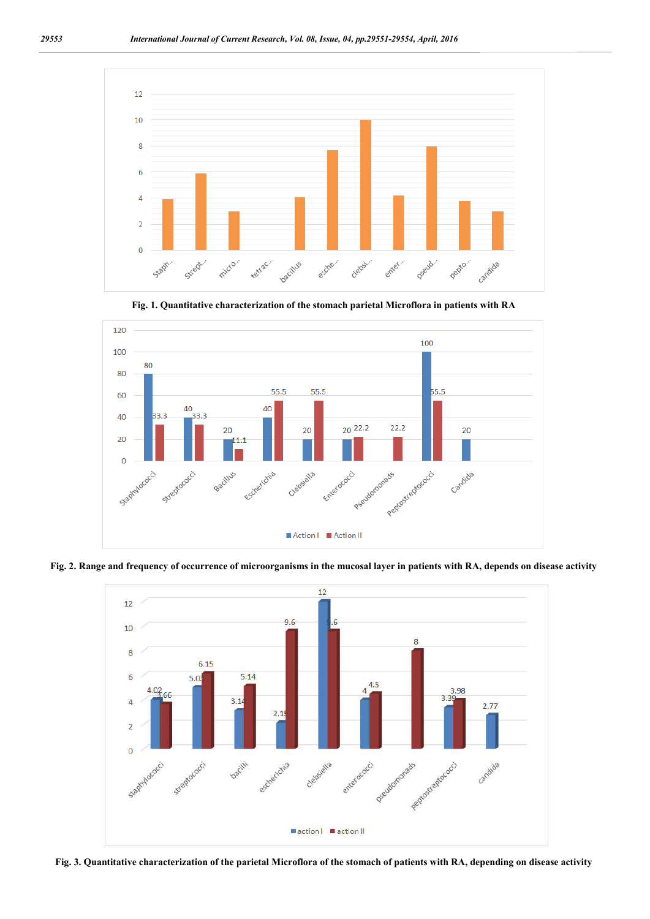Fig. 1. Quantitative characterization of the stomach parietal Microflora in patients with RA

Fig. 2. Range and frequency of occurrence of microorganisms in the mucosal layer in patients with RA, depends on disease activity

Fig. 3. Quantitative characterization of the parietal Microflora of the stomach of patients with RA, depending on disease activity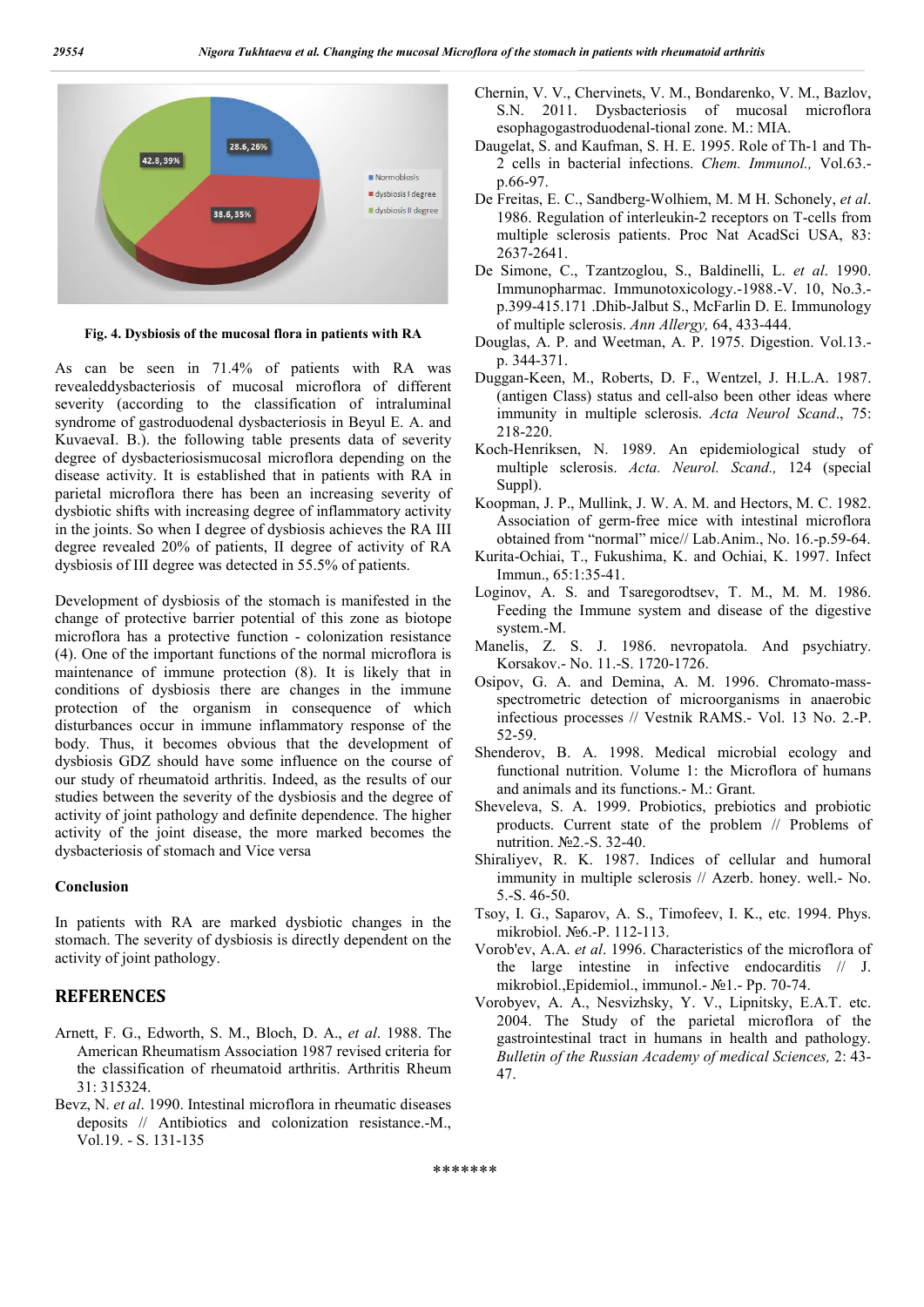42.8, 39%

28.6, 26%

38.6, 35%

Normobiosis

dysbiosis I degree

dysbiosis II degree

**Fig. 4. Dysbiosis of the mucosal flora in patients with RA**

As can be seen in 71.4% of patients with RA was revealeddysbacteriosis of mucosal microflora of different severity (according to the classification of intraluminal syndrome of gastroduodenal dysbacteriosis in Beyul E. A. and KuvaevaI. B.). the following table presents data of severity degree of dysbacteriosismucosal microflora depending on the disease activity. It is established that in patients with RA in parietal microflora there has been an increasing severity of dysbiotic shifts with increasing degree of inflammatory activity in the joints. So when I degree of dysbiosis achieves the RA III degree revealed 20% of patients, II degree of activity of RA dysbiosis of III degree was detected in 55.5% of patients.

Development of dysbiosis of the stomach is manifested in the change of protective barrier potential of this zone as biotope microflora has a protective function - colonization resistance (4). One of the important functions of the normal microflora is maintenance of immune protection (8). It is likely that in conditions of dysbiosis there are changes in the immune protection of the organism in consequence of which disturbances occur in immune inflammatory response of the body. Thus, it becomes obvious that the development of dysbiosis GDZ should have some influence on the course of our study of rheumatoid arthritis. Indeed, as the results of our studies between the severity of the dysbiosis and the degree of activity of joint pathology and definite dependence. The higher activity of the joint disease, the more marked becomes the dysbacteriosis of stomach and Vice versa

### Conclusion

In patients with RA are marked dysbiotic changes in the stomach. The severity of dysbiosis is directly dependent on the activity of joint pathology.

## REFERENCES

Arnett, F. G., Edworth, S. M., Bloch, D. A., *et al*. 1988. The American Rheumatism Association 1987 revised criteria for the classification of rheumatoid arthritis. Arthritis Rheum 31: 315324.

Bevz, N. *et al*. 1990. Intestinal microflora in rheumatic diseases deposits // Antibiotics and colonization resistance.-M., Vol.19. - S. 131-135

Chernin, V. V., Chervinets, V. M., Bondarenko, V. M., Bazlov, S.N. 2011. Dysbacteriosis of mucosal microflora esophagogastroduodenal-tional zone. M.: MIA.

Daugelat, S. and Kaufman, S. H. E. 1995. Role of Th-1 and Th-2 cells in bacterial infections. *Chem. Immunol.,* Vol.63.-p.66-97.

De Freitas, E. C., Sandberg-Wolhiem, M. M H. Schonely, *et al*. 1986. Regulation of interleukin-2 receptors on T-cells from multiple sclerosis patients. Proc Nat AcadSci USA, 83: 2637-2641.

De Simone, C., Tzantzoglou, S., Baldinelli, L. *et al*. 1990. Immunopharmac. Immunotoxicology.-1988.-V. 10, No.3.-p.399-415.171 .Dhib-Jalbut S., McFarlin D. E. Immunology of multiple sclerosis. *Ann Allergy,* 64, 433-444.

Douglas, A. P. and Weetman, A. P. 1975. Digestion. Vol.13.-p. 344-371.

Duggan-Keen, M., Roberts, D. F., Wentzel, J. H.L.A. 1987. (antigen Class) status and cell-also been other ideas where immunity in multiple sclerosis. *Acta Neurol Scand*., 75: 218-220.

Koch-Henriksen, N. 1989. An epidemiological study of multiple sclerosis. *Acta. Neurol. Scand.,* 124 (special Suppl).

Koopman, J. P., Mullink, J. W. A. M. and Hectors, M. C. 1982. Association of germ-free mice with intestinal microflora obtained from "normal" mice// Lab.Anim., No. 16.-p.59-64.

Kurita-Ochiai, T., Fukushima, K. and Ochiai, K. 1997. Infect Immun., 65:1:35-41.

Loginov, A. S. and Tsaregorodtsev, T. M., M. M. 1986. Feeding the Immune system and disease of the digestive system.-M.

Manelis, Z. S. J. 1986. nevropatola. And psychiatry. Korsakov.- No. 11.-S. 1720-1726.

Osipov, G. A. and Demina, A. M. 1996. Chromato-mass-spectrometric detection of microorganisms in anaerobic infectious processes // Vestnik RAMS.- Vol. 13 No. 2.-P. 52-59.

Shenderov, B. A. 1998. Medical microbial ecology and functional nutrition. Volume 1: the Microflora of humans and animals and its functions.- M.: Grant.

Sheveleva, S. A. 1999. Probiotics, prebiotics and probiotic products. Current state of the problem // Problems of nutrition. №2.-S. 32-40.

Shiraliyev, R. K. 1987. Indices of cellular and humoral immunity in multiple sclerosis // Azerb. honey. well.- No. 5.-S. 46-50.

Tsoy, I. G., Saparov, A. S., Timofeev, I. K., etc. 1994. Phys. mikrobiol. №6.-P. 112-113.

Vorob'ev, A.A. *et al*. 1996. Characteristics of the microflora of the large intestine in infective endocarditis // J. mikrobiol.,Epidemiol., immunol.- №1.- Pp. 70-74.

Vorobyev, A. A., Nesvizhsky, Y. V., Lipnitsky, E.A.T. etc. 2004. The Study of the parietal microflora of the gastrointestinal tract in humans in health and pathology. *Bulletin of the Russian Academy of medical Sciences,* 2: 43-47.

*******